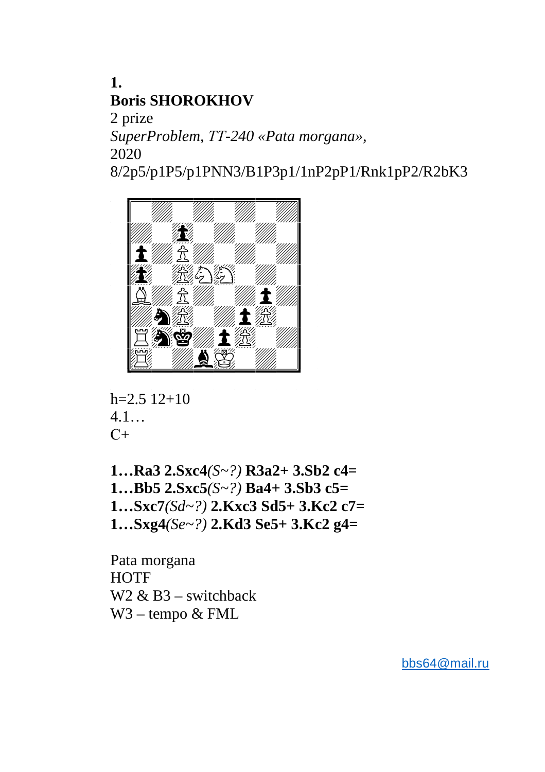**1.**
**Boris SHOROKHOV**
2 prize
*SuperProblem, TT-240 «Pata morgana»,*
2020
8/2p5/p1P5/p1PNN3/B1P3p1/1nP2pP1/Rnk1pP2/R2bK3

h=2.5 12+10
4.1…
C+

**1…Ra3 2.Sxc4***(S~?)* **R3a2+ 3.Sb2 c4=**
**1…Bb5 2.Sxc5***(S~?)* **Ba4+ 3.Sb3 c5=**
**1…Sxc7***(Sd~?)* **2.Kxc3 Sd5+ 3.Kc2 c7=**
**1…Sxg4***(Se~?)* **2.Kd3 Se5+ 3.Kc2 g4=**

Pata morgana
HOTF
W2 & B3 – switchback
W3 – tempo & FML

bbs64@mail.ru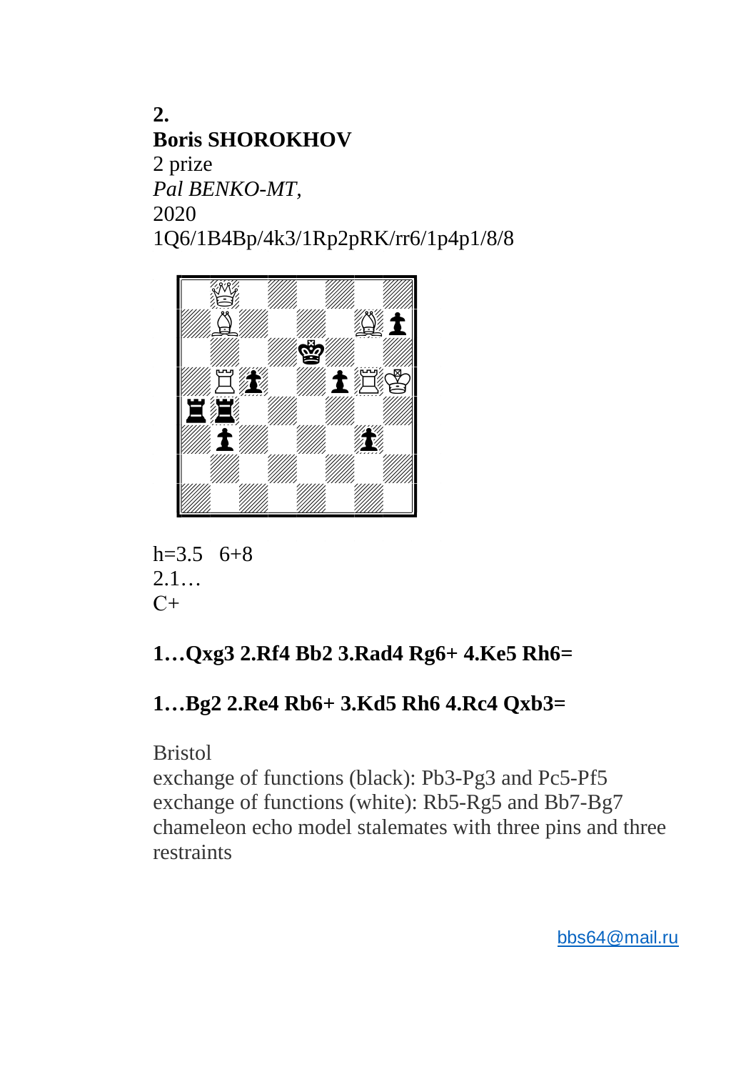**2.**

**Boris SHOROKHOV**

2 prize

*Pal BENKO-MT,*

2020

1Q6/1B4Bp/4k3/1Rp2pRK/rr6/1p4p1/8/8

h=3.5   6+8

2.1…

C+

**1…Qxg3 2.Rf4 Bb2 3.Rad4 Rg6+ 4.Ke5 Rh6=**

**1…Bg2 2.Re4 Rb6+ 3.Kd5 Rh6 4.Rc4 Qxb3=**

Bristol

exchange of functions (black): Pb3-Pg3 and Pc5-Pf5

exchange of functions (white): Rb5-Rg5 and Bb7-Bg7

chameleon echo model stalemates with three pins and three restraints

bbs64@mail.ru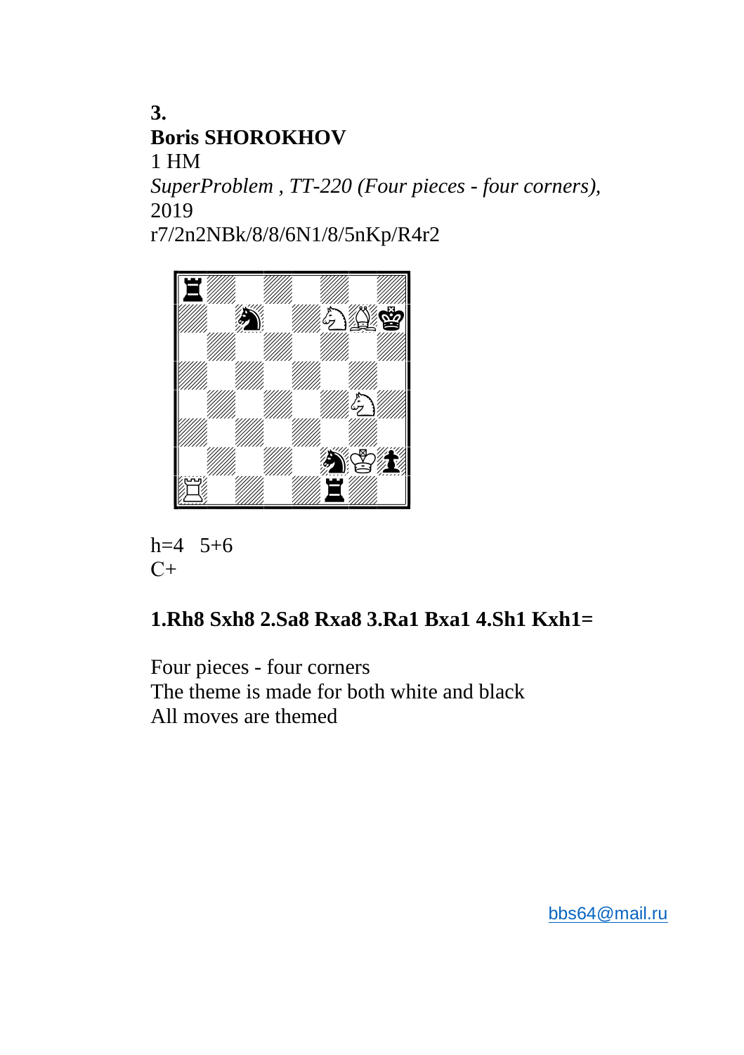**3.**
**Boris SHOROKHOV**
1 HM
*SuperProblem , TT-220 (Four pieces - four corners),*
2019
r7/2n2NBk/8/8/6N1/8/5nKp/R4r2

h=4   5+6
C+

**1.Rh8 Sxh8 2.Sa8 Rxa8 3.Ra1 Bxa1 4.Sh1 Kxh1=**

Four pieces - four corners
The theme is made for both white and black
All moves are themed

bbs64@mail.ru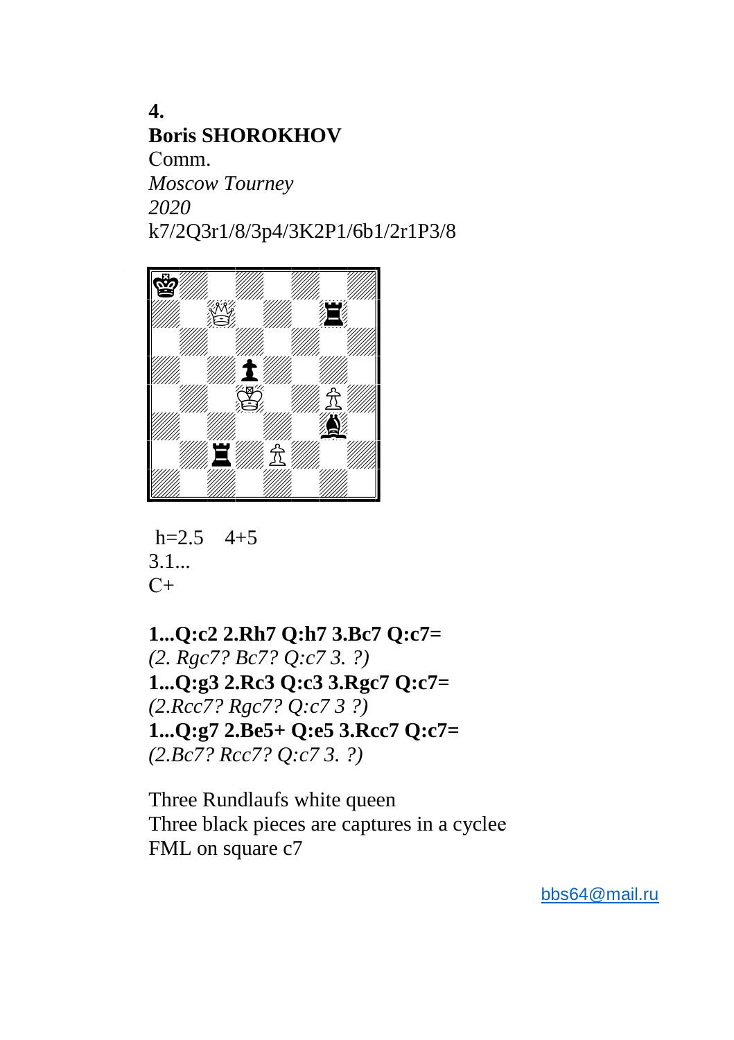**4.**
**Boris SHOROKHOV**
Comm.
*Moscow Tourney*
*2020*
k7/2Q3r1/8/3p4/3K2P1/6b1/2r1P3/8

h=2.5    4+5
3.1...
C+

**1...Q:c2 2.Rh7 Q:h7 3.Bc7 Q:c7=**
*(2. Rgc7? Bc7? Q:c7 3. ?)*
**1...Q:g3 2.Rc3 Q:c3 3.Rgc7 Q:c7=**
*(2.Rcc7? Rgc7? Q:c7 3 ?)*
**1...Q:g7 2.Be5+ Q:e5 3.Rcc7 Q:c7=**
*(2.Bc7? Rcc7? Q:c7 3. ?)*

Three Rundlaufs white queen
Three black pieces are captures in a cyclee
FML on square c7

bbs64@mail.ru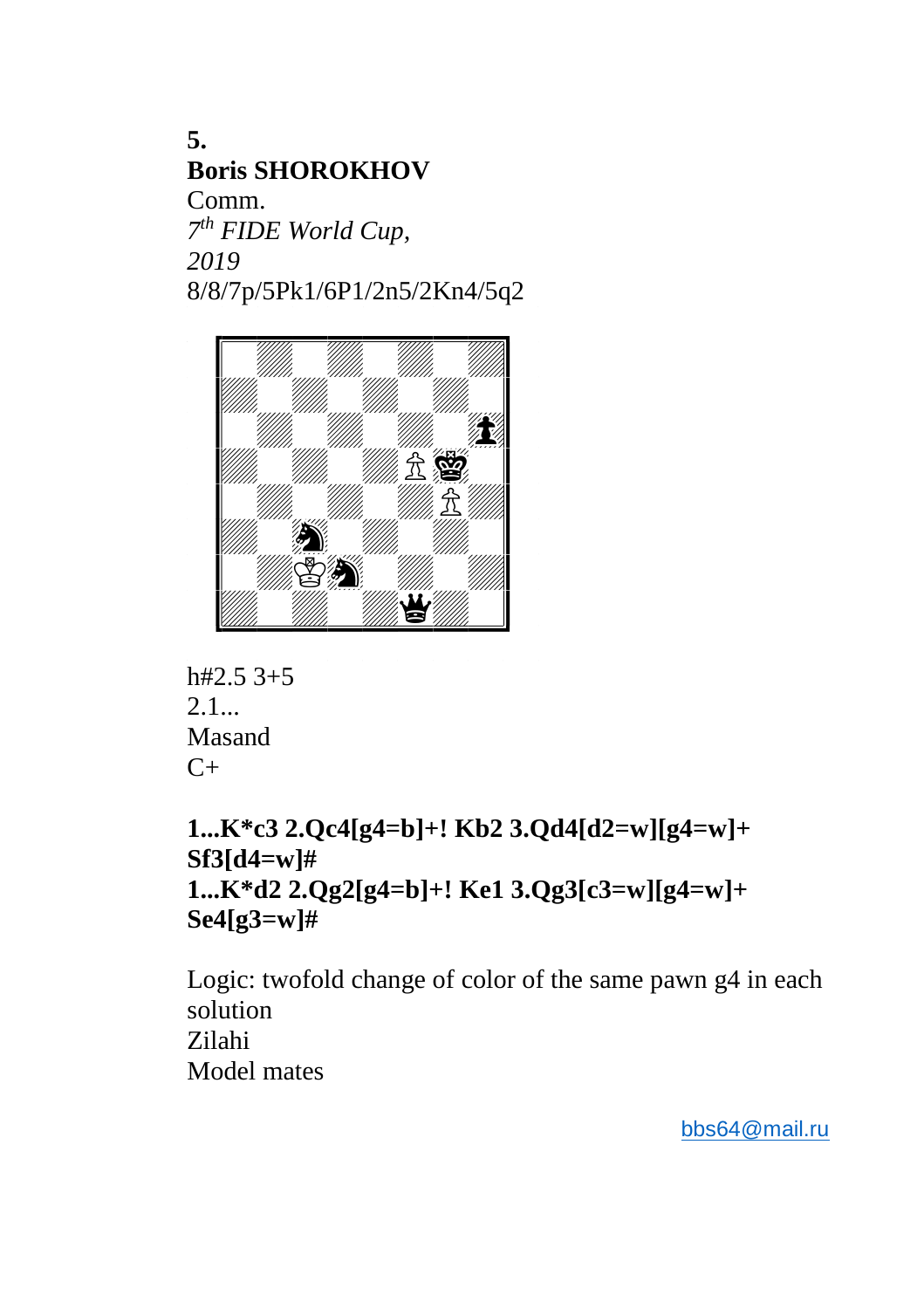**5.**
**Boris SHOROKHOV**
Comm.
*7th FIDE World Cup,*
*2019*
8/8/7p/5Pk1/6P1/2n5/2Kn4/5q2

h#2.5 3+5
2.1...
Masand
C+

**1...K*c3 2.Qc4[g4=b]+! Kb2 3.Qd4[d2=w][g4=w]+ Sf3[d4=w]#**
**1...K*d2 2.Qg2[g4=b]+! Ke1 3.Qg3[c3=w][g4=w]+ Se4[g3=w]#**

Logic: twofold change of color of the same pawn g4 in each solution
Zilahi
Model mates

bbs64@mail.ru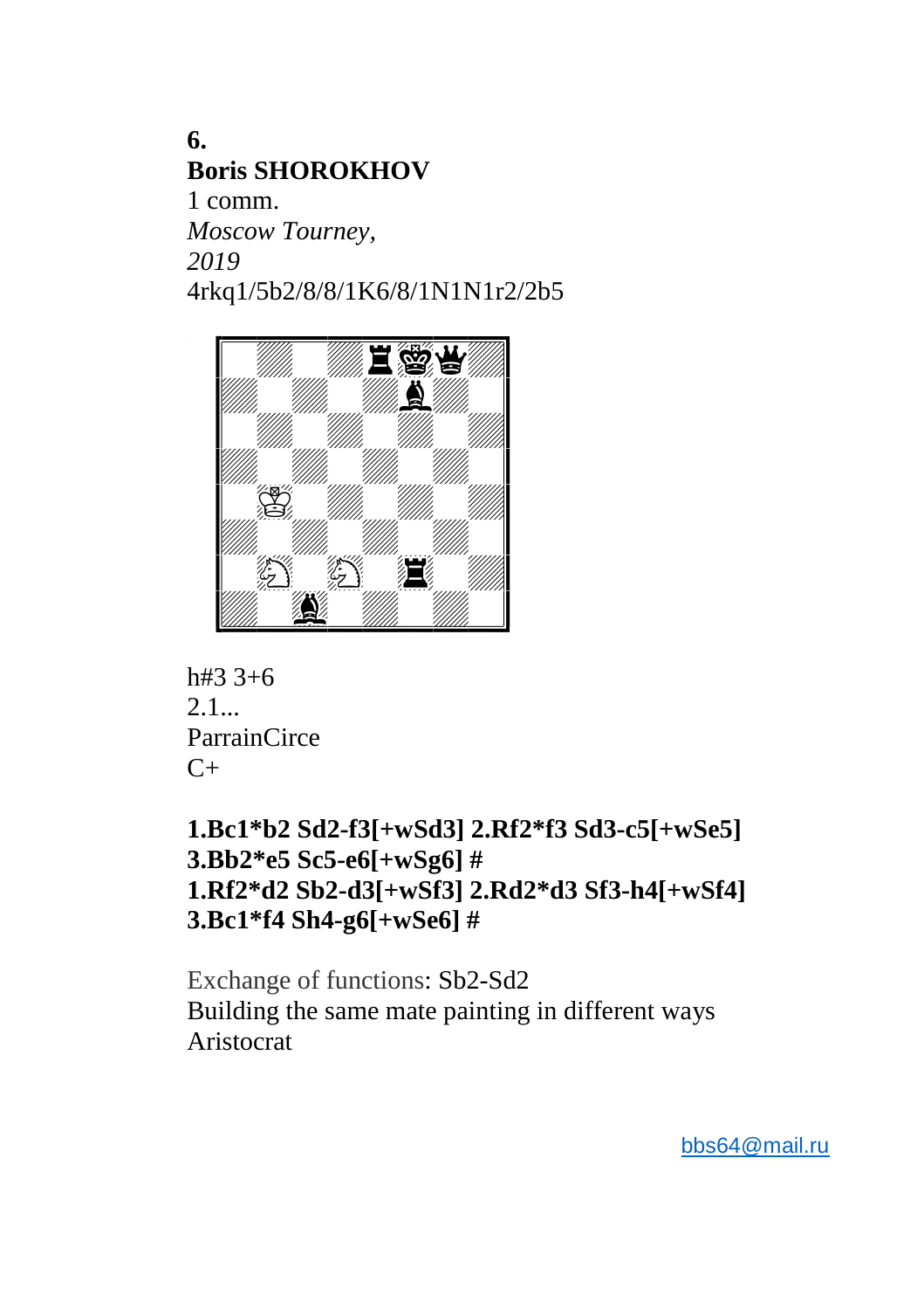**6.**
**Boris SHOROKHOV**
1 comm.
*Moscow Tourney,*
*2019*
4rkq1/5b2/8/8/1K6/8/1N1N1r2/2b5

h#3 3+6
2.1...
ParrainCirce
C+

**1.Bc1*b2 Sd2-f3[+wSd3] 2.Rf2*f3 Sd3-c5[+wSe5] 3.Bb2*e5 Sc5-e6[+wSg6] #**
**1.Rf2*d2 Sb2-d3[+wSf3] 2.Rd2*d3 Sf3-h4[+wSf4] 3.Bc1*f4 Sh4-g6[+wSe6] #**

Exchange of functions: Sb2-Sd2
Building the same mate painting in different ways
Aristocrat

bbs64@mail.ru